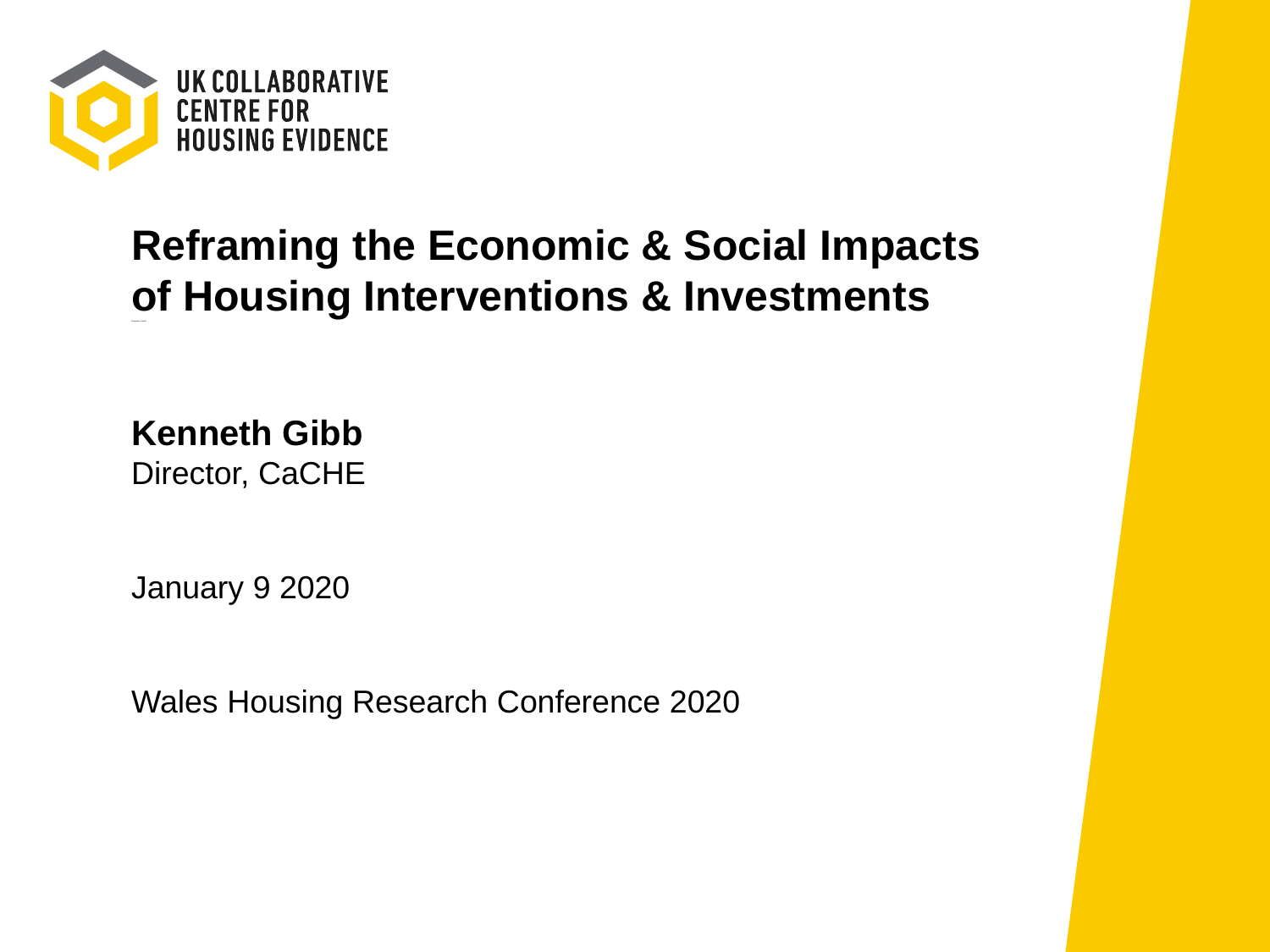UK COLLABORATIVE CENTRE FOR HOUSING EVIDENCE

# Reframing the Economic & Social Impacts of Housing Interventions & Investments

**Kenneth Gibb**
Director, CaCHE

January 9 2020

Wales Housing Research Conference 2020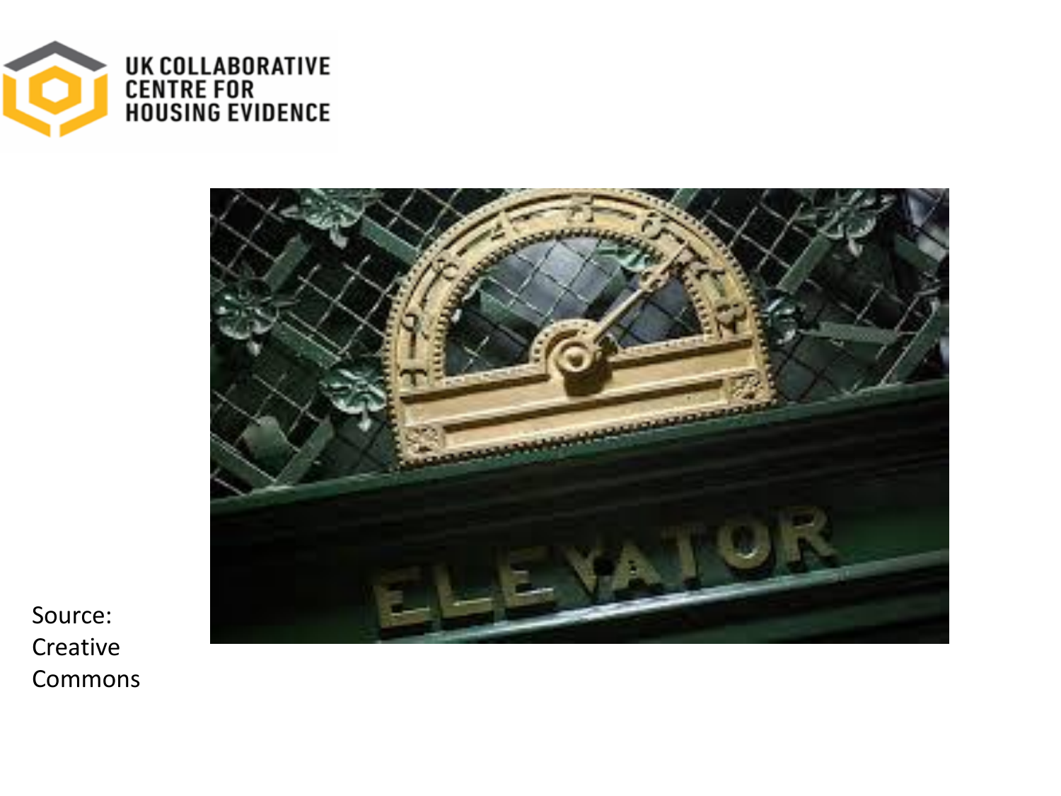Source:
Creative
Commons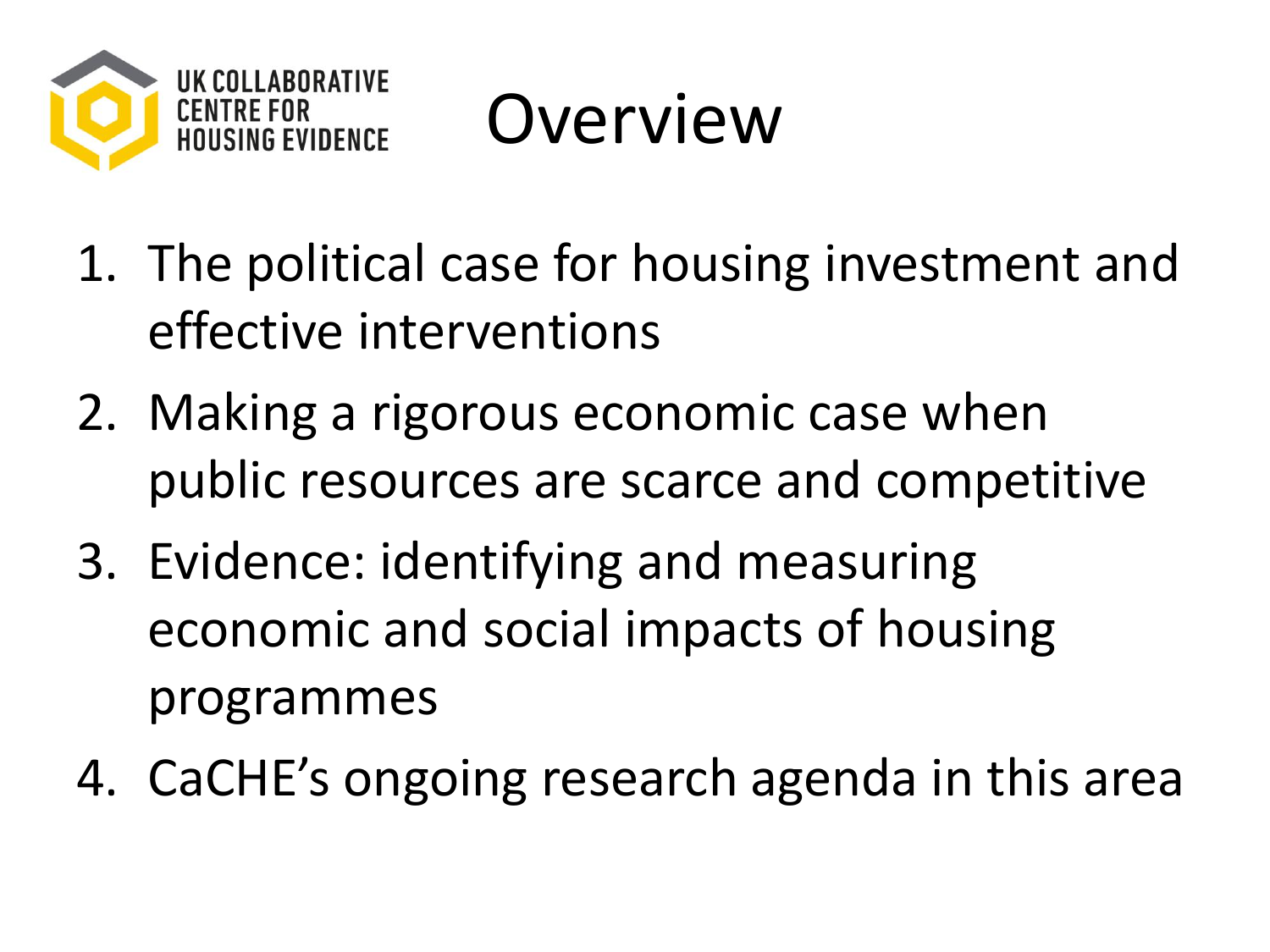# Overview

1. The political case for housing investment and effective interventions
2. Making a rigorous economic case when public resources are scarce and competitive
3. Evidence: identifying and measuring economic and social impacts of housing programmes
4. CaCHE's ongoing research agenda in this area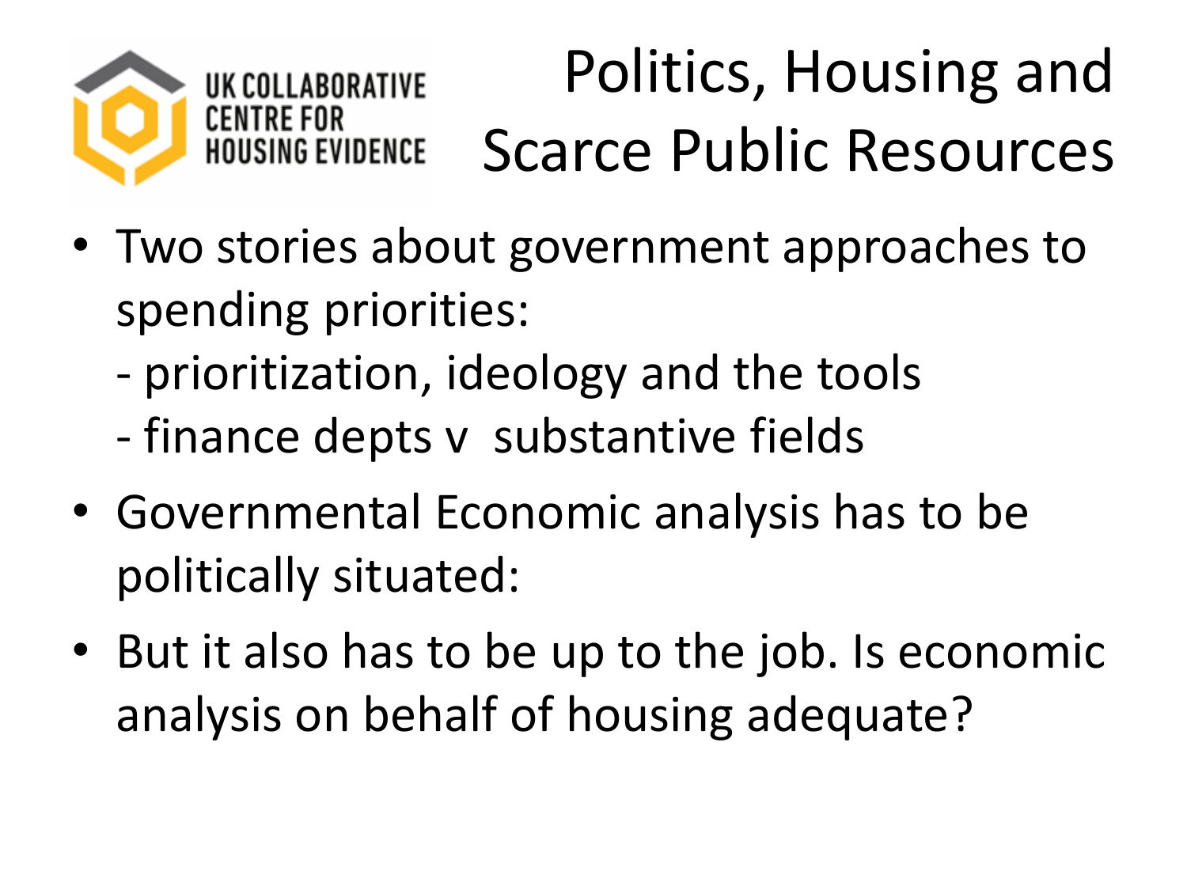UK COLLABORATIVE CENTRE FOR HOUSING EVIDENCE

# Politics, Housing and Scarce Public Resources

- Two stories about government approaches to spending priorities:
  - prioritization, ideology and the tools
  - finance depts v substantive fields
- Governmental Economic analysis has to be politically situated:
- But it also has to be up to the job. Is economic analysis on behalf of housing adequate?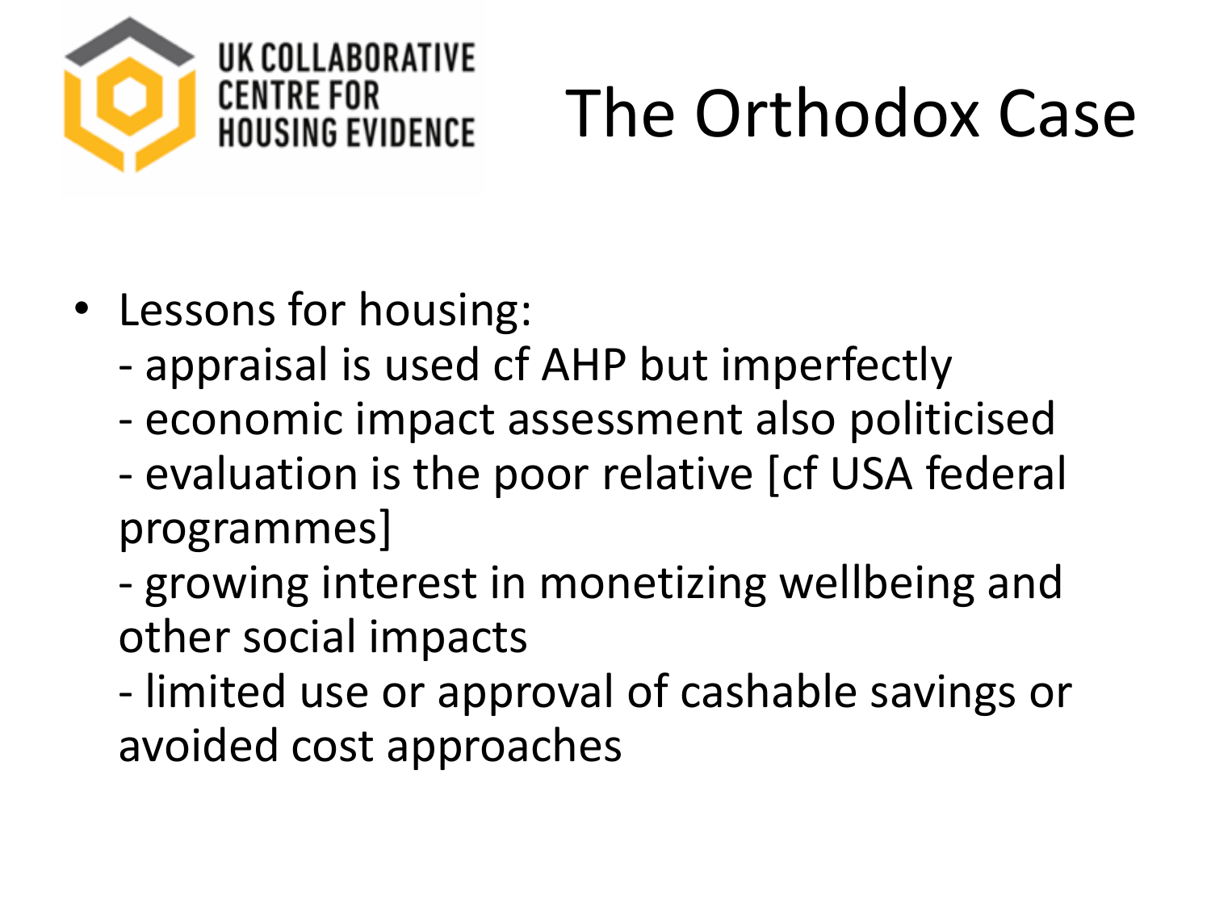# The Orthodox Case

- Lessons for housing:
  - appraisal is used cf AHP but imperfectly
  - economic impact assessment also politicised
  - evaluation is the poor relative [cf USA federal programmes]
  - growing interest in monetizing wellbeing and other social impacts
  - limited use or approval of cashable savings or avoided cost approaches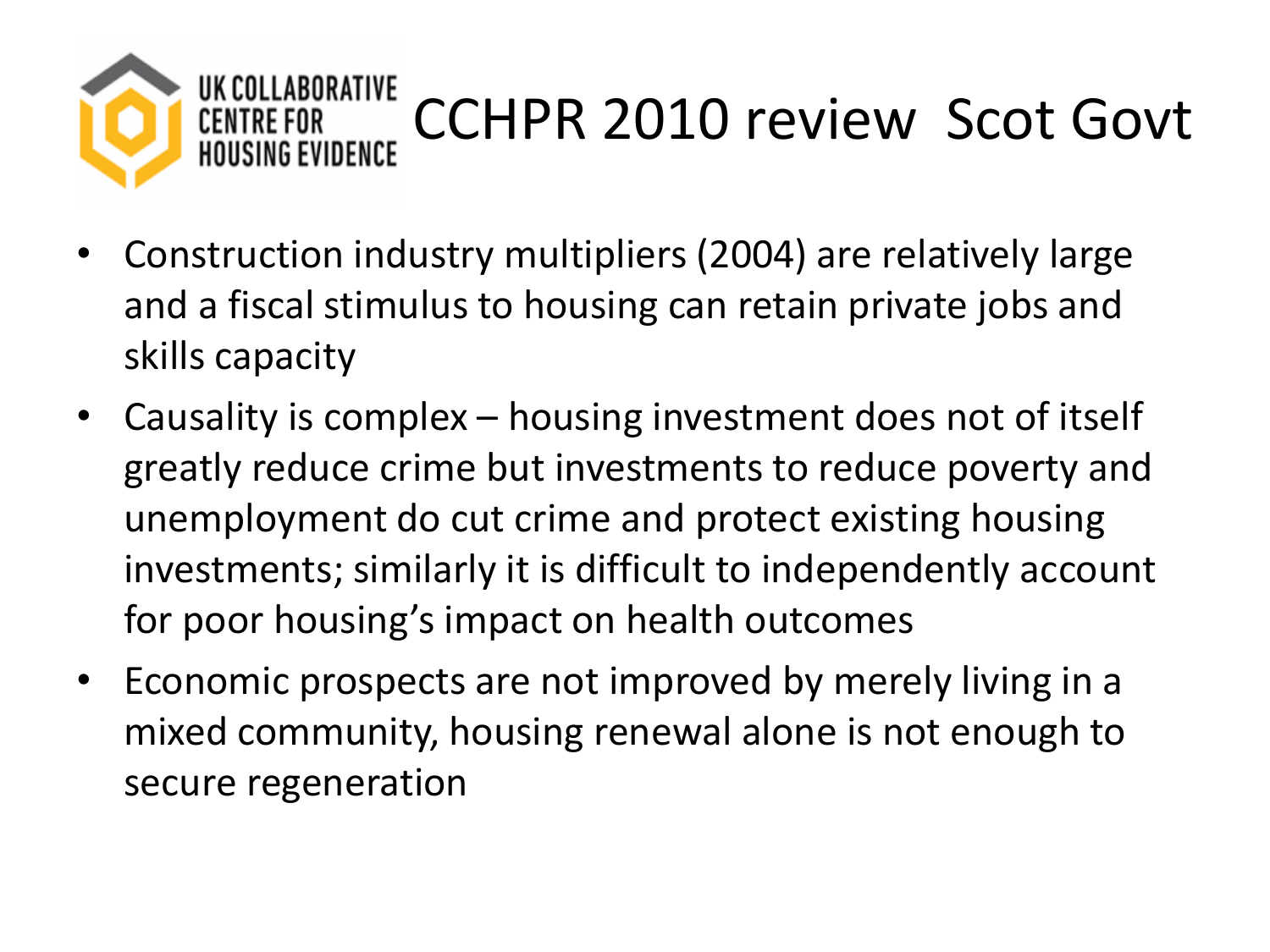# CCHPR 2010 review Scot Govt

- Construction industry multipliers (2004) are relatively large and a fiscal stimulus to housing can retain private jobs and skills capacity
- Causality is complex – housing investment does not of itself greatly reduce crime but investments to reduce poverty and unemployment do cut crime and protect existing housing investments; similarly it is difficult to independently account for poor housing's impact on health outcomes
- Economic prospects are not improved by merely living in a mixed community, housing renewal alone is not enough to secure regeneration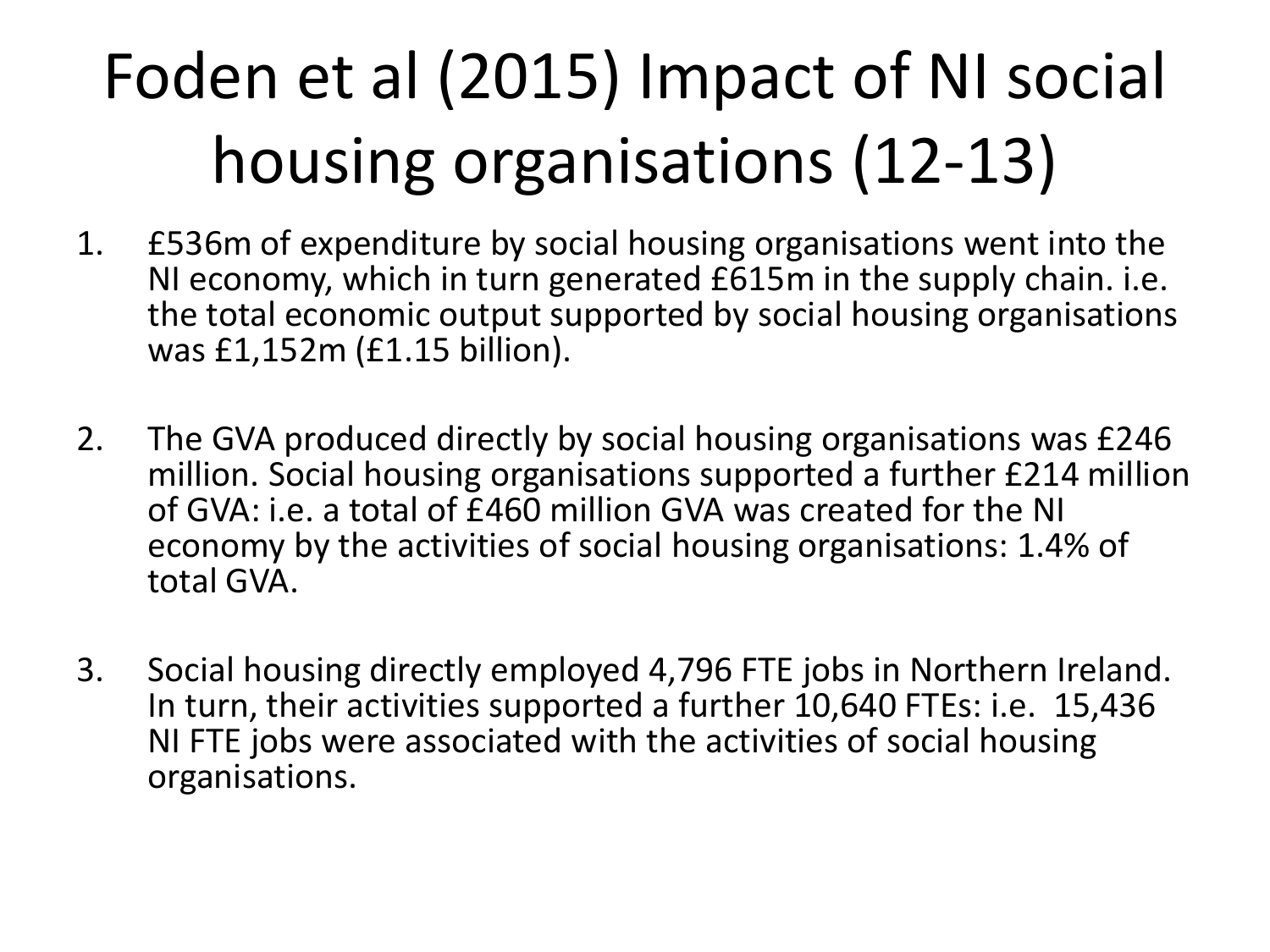# Foden et al (2015) Impact of NI social housing organisations (12-13)

1. £536m of expenditure by social housing organisations went into the NI economy, which in turn generated £615m in the supply chain. i.e. the total economic output supported by social housing organisations was £1,152m (£1.15 billion).

2. The GVA produced directly by social housing organisations was £246 million. Social housing organisations supported a further £214 million of GVA: i.e. a total of £460 million GVA was created for the NI economy by the activities of social housing organisations: 1.4% of total GVA.

3. Social housing directly employed 4,796 FTE jobs in Northern Ireland. In turn, their activities supported a further 10,640 FTEs: i.e. 15,436 NI FTE jobs were associated with the activities of social housing organisations.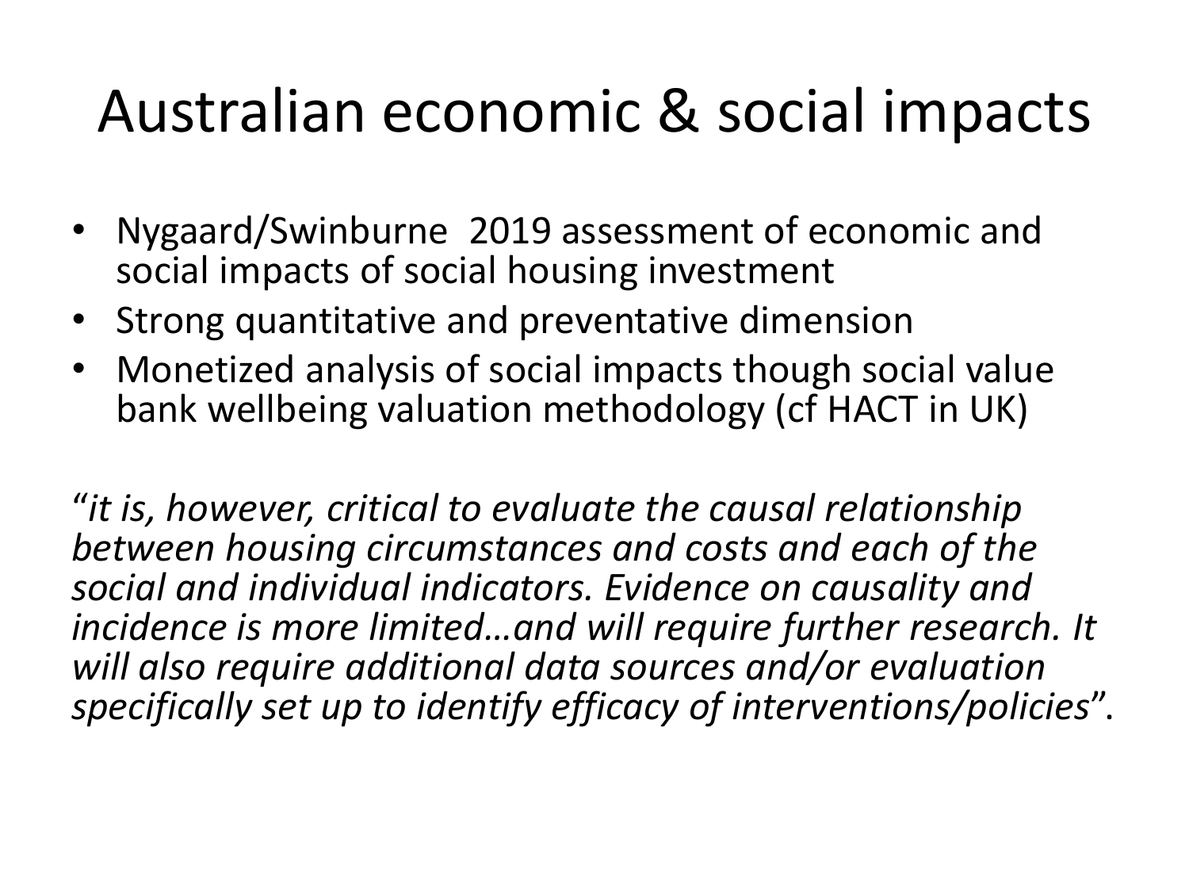# Australian economic & social impacts

- Nygaard/Swinburne 2019 assessment of economic and social impacts of social housing investment
- Strong quantitative and preventative dimension
- Monetized analysis of social impacts though social value bank wellbeing valuation methodology (cf HACT in UK)

"*it is, however, critical to evaluate the causal relationship between housing circumstances and costs and each of the social and individual indicators. Evidence on causality and incidence is more limited…and will require further research. It will also require additional data sources and/or evaluation specifically set up to identify efficacy of interventions/policies*".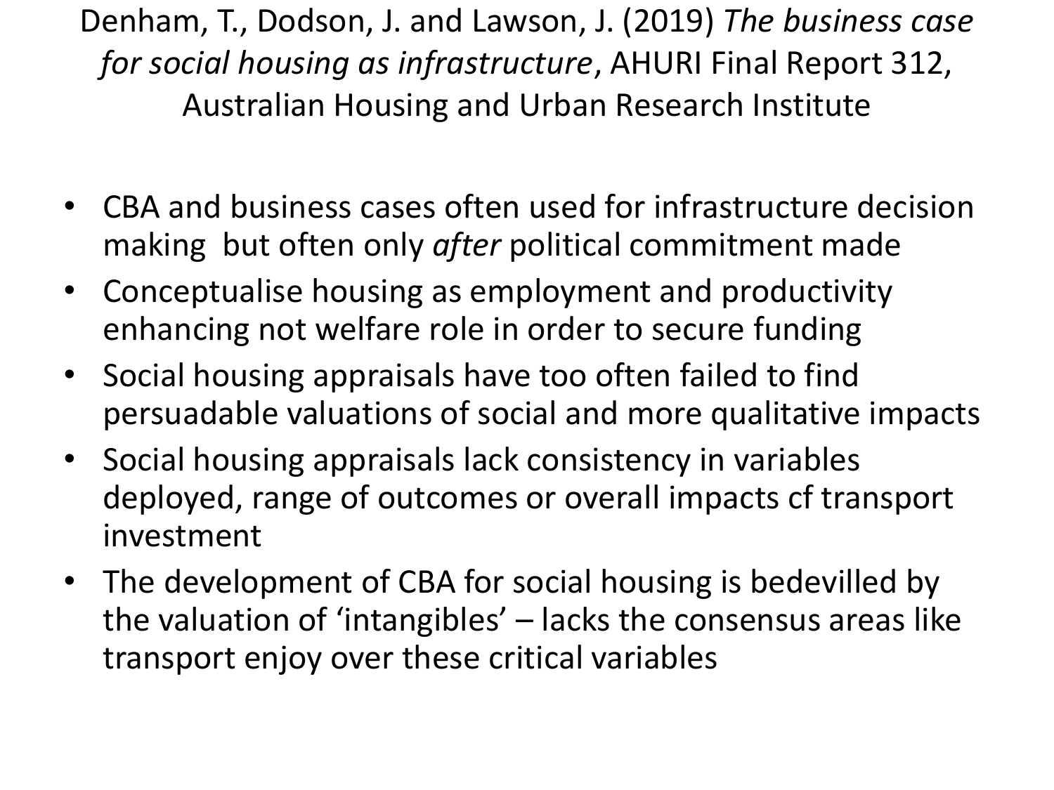Denham, T., Dodson, J. and Lawson, J. (2019) *The business case for social housing as infrastructure*, AHURI Final Report 312, Australian Housing and Urban Research Institute

- CBA and business cases often used for infrastructure decision making but often only *after* political commitment made
- Conceptualise housing as employment and productivity enhancing not welfare role in order to secure funding
- Social housing appraisals have too often failed to find persuadable valuations of social and more qualitative impacts
- Social housing appraisals lack consistency in variables deployed, range of outcomes or overall impacts cf transport investment
- The development of CBA for social housing is bedevilled by the valuation of 'intangibles' – lacks the consensus areas like transport enjoy over these critical variables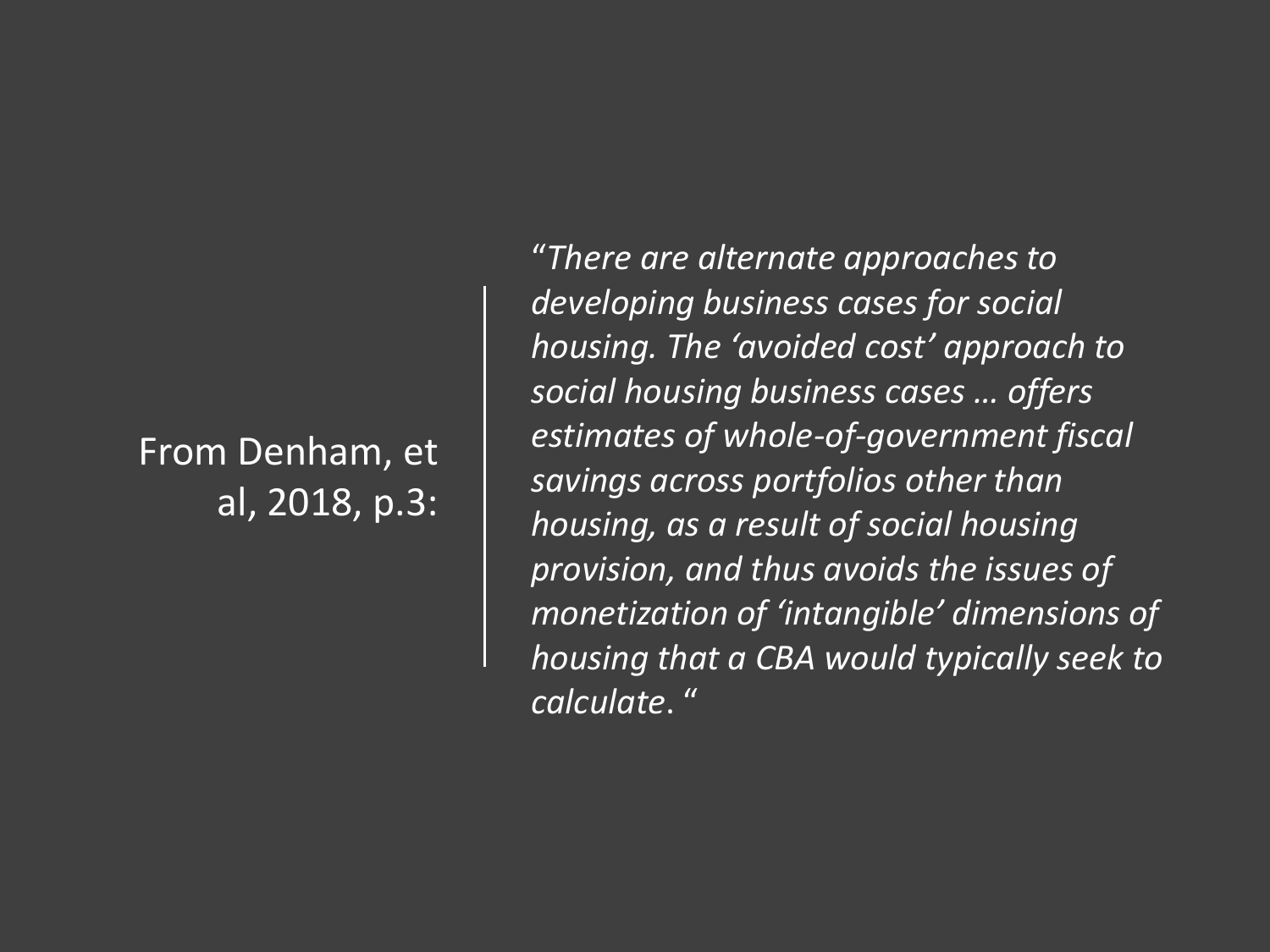From Denham, et al, 2018, p.3:

*"There are alternate approaches to developing business cases for social housing. The 'avoided cost' approach to social housing business cases … offers estimates of whole-of-government fiscal savings across portfolios other than housing, as a result of social housing provision, and thus avoids the issues of monetization of 'intangible' dimensions of housing that a CBA would typically seek to calculate. "*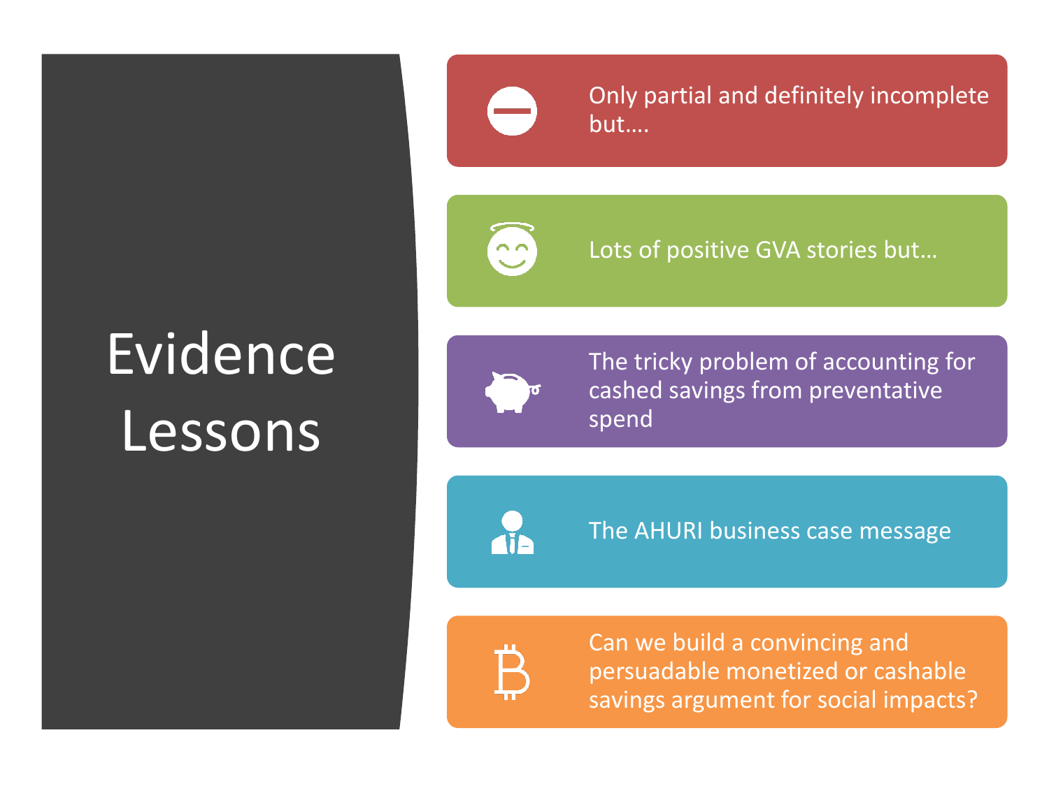# Evidence Lessons

- Only partial and definitely incomplete but….
- Lots of positive GVA stories but…
- The tricky problem of accounting for cashed savings from preventative spend
- The AHURI business case message
- Can we build a convincing and persuadable monetized or cashable savings argument for social impacts?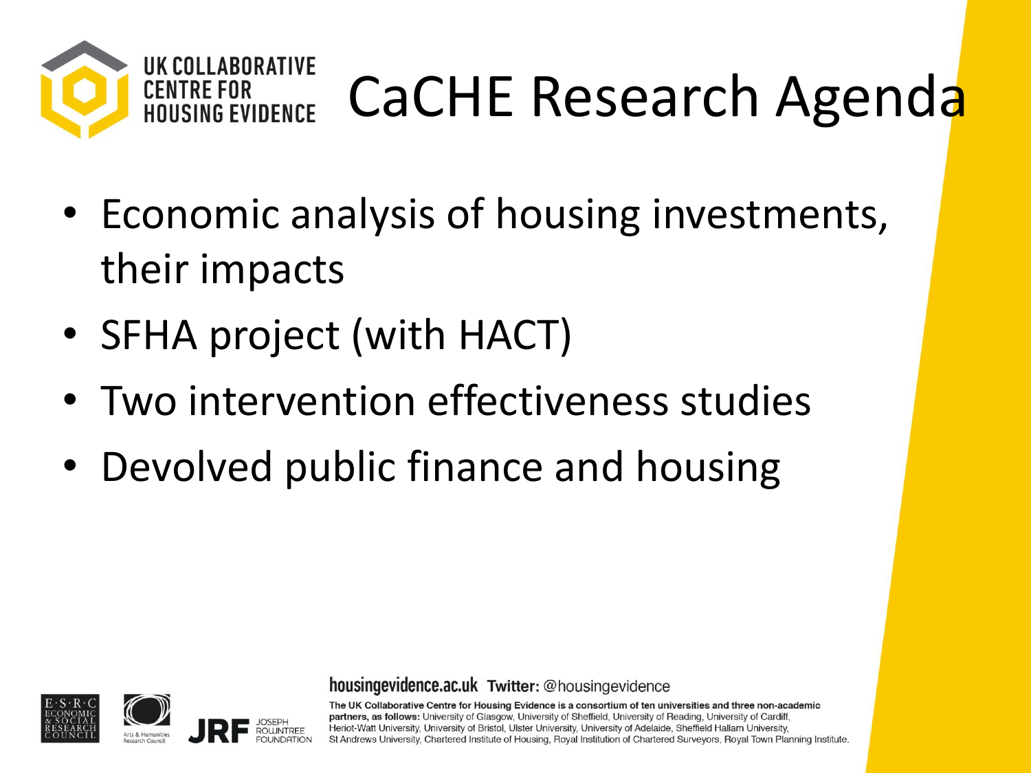UK COLLABORATIVE CENTRE FOR HOUSING EVIDENCE

# CaCHE Research Agenda

- Economic analysis of housing investments, their impacts
- SFHA project (with HACT)
- Two intervention effectiveness studies
- Devolved public finance and housing

**housingevidence.ac.uk** **Twitter:** @housingevidence

**The UK Collaborative Centre for Housing Evidence is a consortium of ten universities and three non-academic partners, as follows:** University of Glasgow, University of Sheffield, University of Reading, University of Cardiff, Heriot-Watt University, University of Bristol, Ulster University, University of Adelaide, Sheffield Hallam University, St Andrews University, Chartered Institute of Housing, Royal Institution of Chartered Surveyors, Royal Town Planning Institute.

E·S·R·C ECONOMIC & SOCIAL RESEARCH COUNCIL

Arts & Humanities Research Council

JRF JOSEPH ROWNTREE FOUNDATION